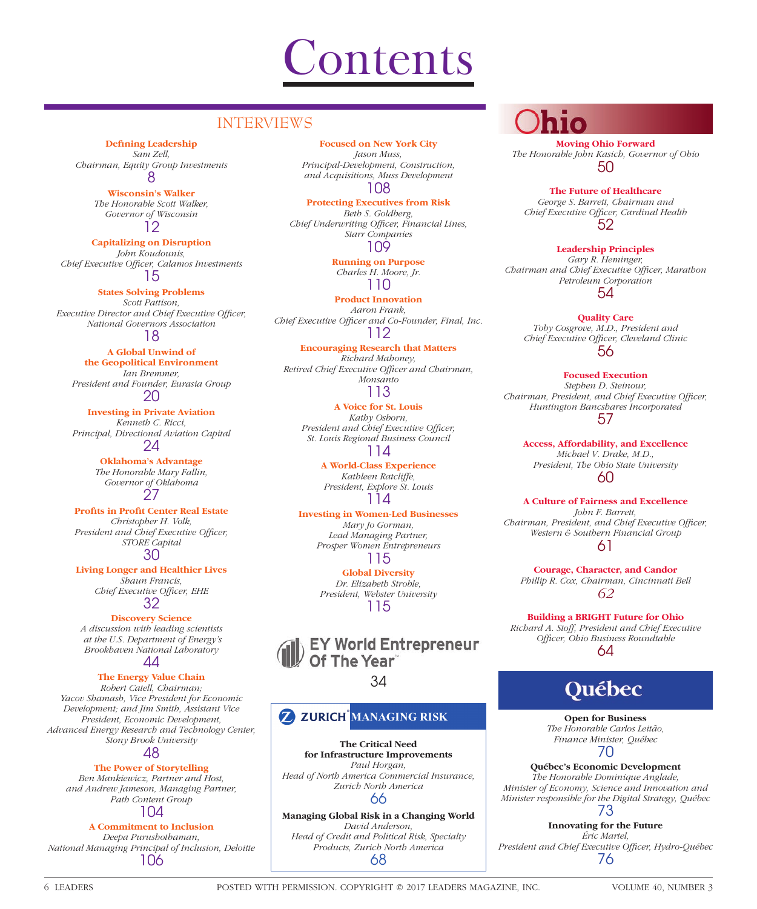# Contents

## INTERVIEWS

**Defining Leadership**
*Sam Zell, Chairman, Equity Group Investments*
8

**Wisconsin's Walker**
*The Honorable Scott Walker, Governor of Wisconsin*
12

**Capitalizing on Disruption**
*John Koudounis, Chief Executive Officer, Calamos Investments*
15

**States Solving Problems**
*Scott Pattison, Executive Director and Chief Executive Officer, National Governors Association*
18

**A Global Unwind of the Geopolitical Environment**
*Ian Bremmer, President and Founder, Eurasia Group*
20

**Investing in Private Aviation**
*Kenneth C. Ricci, Principal, Directional Aviation Capital*
24

**Oklahoma's Advantage**
*The Honorable Mary Fallin, Governor of Oklahoma*
27

**Profits in Profit Center Real Estate**
*Christopher H. Volk, President and Chief Executive Officer, STORE Capital*
30

**Living Longer and Healthier Lives**
*Shaun Francis, Chief Executive Officer, EHE*
32

**Discovery Science**
*A discussion with leading scientists at the U.S. Department of Energy's Brookhaven National Laboratory*
44

**The Energy Value Chain**
*Robert Catell, Chairman; Yacov Shamash, Vice President for Economic Development; and Jim Smith, Assistant Vice President, Economic Development, Advanced Energy Research and Technology Center, Stony Brook University*
48

**The Power of Storytelling**
*Ben Mankiewicz, Partner and Host, and Andrew Jameson, Managing Partner, Path Content Group*
104

**A Commitment to Inclusion**
*Deepa Purushothaman, National Managing Principal of Inclusion, Deloitte*
106

**Focused on New York City**
*Jason Muss, Principal-Development, Construction, and Acquisitions, Muss Development*
108

**Protecting Executives from Risk**
*Beth S. Goldberg, Chief Underwriting Officer, Financial Lines, Starr Companies*
109

**Running on Purpose**
*Charles H. Moore, Jr.*
110

**Product Innovation**
*Aaron Frank, Chief Executive Officer and Co-Founder, Final, Inc.*
112

**Encouraging Research that Matters**
*Richard Mahoney, Retired Chief Executive Officer and Chairman, Monsanto*
113

**A Voice for St. Louis**
*Kathy Osborn, President and Chief Executive Officer, St. Louis Regional Business Council*
114

**A World-Class Experience**
*Kathleen Ratcliffe, President, Explore St. Louis*
114

**Investing in Women-Led Businesses**
*Mary Jo Gorman, Lead Managing Partner, Prosper Women Entrepreneurs*
115

**Global Diversity**
*Dr. Elizabeth Stroble, President, Webster University*
115

## EY World Entrepreneur Of The Year

34

## ZURICH MANAGING RISK

**The Critical Need for Infrastructure Improvements**
*Paul Horgan, Head of North America Commercial Insurance, Zurich North America*
66

**Managing Global Risk in a Changing World**
*David Anderson, Head of Credit and Political Risk, Specialty Products, Zurich North America*
68

## Ohio

**Moving Ohio Forward**
*The Honorable John Kasich, Governor of Ohio*
50

**The Future of Healthcare**
*George S. Barrett, Chairman and Chief Executive Officer, Cardinal Health*
52

**Leadership Principles**
*Gary R. Heminger, Chairman and Chief Executive Officer, Marathon Petroleum Corporation*
54

**Quality Care**
*Toby Cosgrove, M.D., President and Chief Executive Officer, Cleveland Clinic*
56

**Focused Execution**
*Stephen D. Steinour, Chairman, President, and Chief Executive Officer, Huntington Bancshares Incorporated*
57

**Access, Affordability, and Excellence**
*Michael V. Drake, M.D., President, The Ohio State University*
60

**A Culture of Fairness and Excellence**
*John F. Barrett, Chairman, President, and Chief Executive Officer, Western & Southern Financial Group*
61

**Courage, Character, and Candor**
*Phillip R. Cox, Chairman, Cincinnati Bell*
62

**Building a BRIGHT Future for Ohio**
*Richard A. Stoff, President and Chief Executive Officer, Ohio Business Roundtable*
64

## Québec

**Open for Business**
*The Honorable Carlos Leitão, Finance Minister, Québec*
70

**Québec's Economic Development**
*The Honorable Dominique Anglade, Minister of Economy, Science and Innovation and Minister responsible for the Digital Strategy, Québec*
73

**Innovating for the Future**
*Éric Martel, President and Chief Executive Officer, Hydro-Québec*
76

POSTED WITH PERMISSION. COPYRIGHT © 2017 LEADERS MAGAZINE, INC.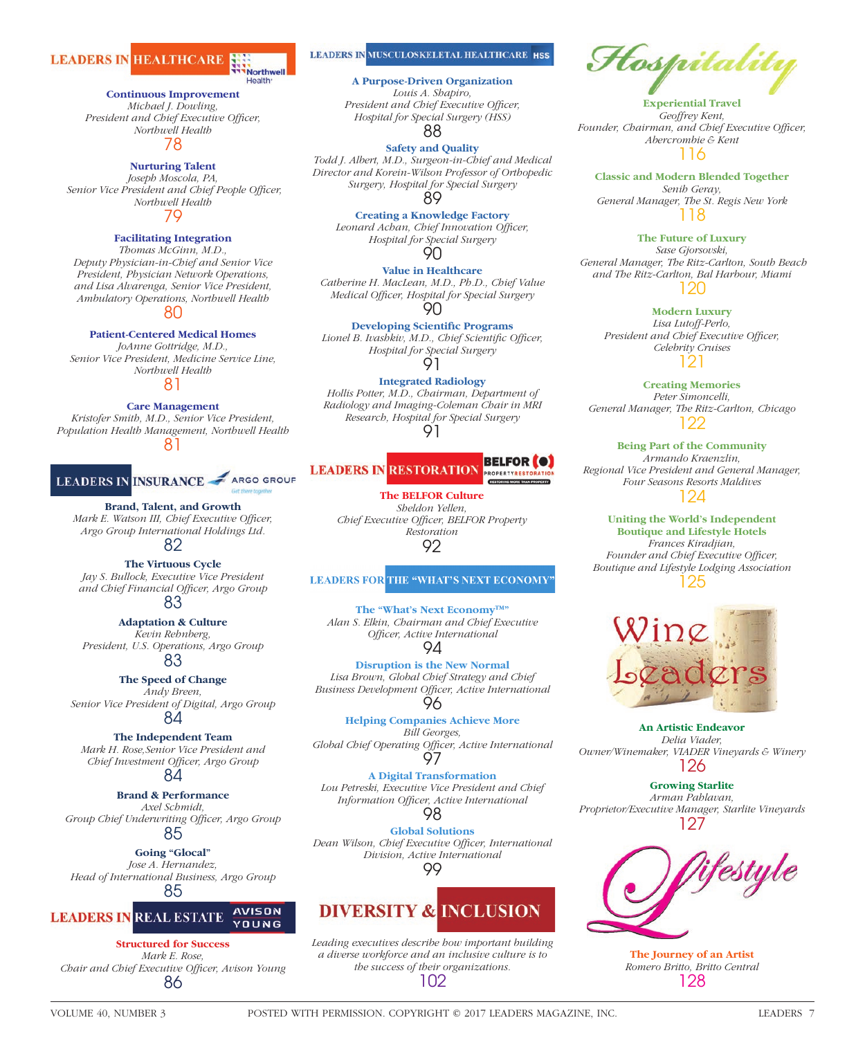## LEADERS IN HEALTHCARE

Northwell Health

**Continuous Improvement**
*Michael J. Dowling, President and Chief Executive Officer, Northwell Health*
78

**Nurturing Talent**
*Joseph Moscola, PA, Senior Vice President and Chief People Officer, Northwell Health*
79

**Facilitating Integration**
*Thomas McGinn, M.D., Deputy Physician-in-Chief and Senior Vice President, Physician Network Operations, and Lisa Alvarenga, Senior Vice President, Ambulatory Operations, Northwell Health*
80

**Patient-Centered Medical Homes**
*JoAnne Gottridge, M.D., Senior Vice President, Medicine Service Line, Northwell Health*
81

**Care Management**
*Kristofer Smith, M.D., Senior Vice President, Population Health Management, Northwell Health*
81

## LEADERS IN INSURANCE

ARGO GROUP

**Brand, Talent, and Growth**
*Mark E. Watson III, Chief Executive Officer, Argo Group International Holdings Ltd.*
82

**The Virtuous Cycle**
*Jay S. Bullock, Executive Vice President and Chief Financial Officer, Argo Group*
83

**Adaptation & Culture**
*Kevin Rehnberg, President, U.S. Operations, Argo Group*
83

**The Speed of Change**
*Andy Breen, Senior Vice President of Digital, Argo Group*
84

**The Independent Team**
*Mark H. Rose,Senior Vice President and Chief Investment Officer, Argo Group*
84

**Brand & Performance**
*Axel Schmidt, Group Chief Underwriting Officer, Argo Group*
85

**Going "Glocal"**
*Jose A. Hernandez, Head of International Business, Argo Group*
85

## LEADERS IN REAL ESTATE

AVISON YOUNG

**Structured for Success**
*Mark E. Rose, Chair and Chief Executive Officer, Avison Young*
86

## LEADERS IN MUSCULOSKELETAL HEALTHCARE

HSS

**A Purpose-Driven Organization**
*Louis A. Shapiro, President and Chief Executive Officer, Hospital for Special Surgery (HSS)*
88

**Safety and Quality**
*Todd J. Albert, M.D., Surgeon-in-Chief and Medical Director and Korein-Wilson Professor of Orthopedic Surgery, Hospital for Special Surgery*
89

**Creating a Knowledge Factory**
*Leonard Achan, Chief Innovation Officer, Hospital for Special Surgery*
90

**Value in Healthcare**
*Catherine H. MacLean, M.D., Ph.D., Chief Value Medical Officer, Hospital for Special Surgery*
90

**Developing Scientific Programs**
*Lionel B. Ivashkiv, M.D., Chief Scientific Officer, Hospital for Special Surgery*
91

**Integrated Radiology**
*Hollis Potter, M.D., Chairman, Department of Radiology and Imaging-Coleman Chair in MRI Research, Hospital for Special Surgery*
91

## LEADERS IN RESTORATION

BELFOR PROPERTY RESTORATION

**The BELFOR Culture**
*Sheldon Yellen, Chief Executive Officer, BELFOR Property Restoration*
92

## LEADERS FOR THE "WHAT'S NEXT ECONOMY"

**The "What's Next Economy™"**
*Alan S. Elkin, Chairman and Chief Executive Officer, Active International*
94

**Disruption is the New Normal**
*Lisa Brown, Global Chief Strategy and Chief Business Development Officer, Active International*
96

**Helping Companies Achieve More**
*Bill Georges, Global Chief Operating Officer, Active International*
97

**A Digital Transformation**
*Lou Petreski, Executive Vice President and Chief Information Officer, Active International*
98

**Global Solutions**
*Dean Wilson, Chief Executive Officer, International Division, Active International*
99

## DIVERSITY & INCLUSION

*Leading executives describe how important building a diverse workforce and an inclusive culture is to the success of their organizations.*
102

## Hospitality

**Experiential Travel**
*Geoffrey Kent, Founder, Chairman, and Chief Executive Officer, Abercrombie & Kent*
116

**Classic and Modern Blended Together**
*Senih Geray, General Manager, The St. Regis New York*
118

**The Future of Luxury**
*Sase Gjorsovski, General Manager, The Ritz-Carlton, South Beach and The Ritz-Carlton, Bal Harbour, Miami*
120

**Modern Luxury**
*Lisa Lutoff-Perlo, President and Chief Executive Officer, Celebrity Cruises*
121

**Creating Memories**
*Peter Simoncelli, General Manager, The Ritz-Carlton, Chicago*
122

**Being Part of the Community**
*Armando Kraenzlin, Regional Vice President and General Manager, Four Seasons Resorts Maldives*
124

**Uniting the World's Independent Boutique and Lifestyle Hotels**
*Frances Kiradjian, Founder and Chief Executive Officer, Boutique and Lifestyle Lodging Association*
125

## Wine Leaders

**An Artistic Endeavor**
*Delia Viader, Owner/Winemaker, VIADER Vineyards & Winery*
126

**Growing Starlite**
*Arman Pahlavan, Proprietor/Executive Manager, Starlite Vineyards*
127

## Lifestyle

**The Journey of an Artist**
*Romero Britto, Britto Central*
128